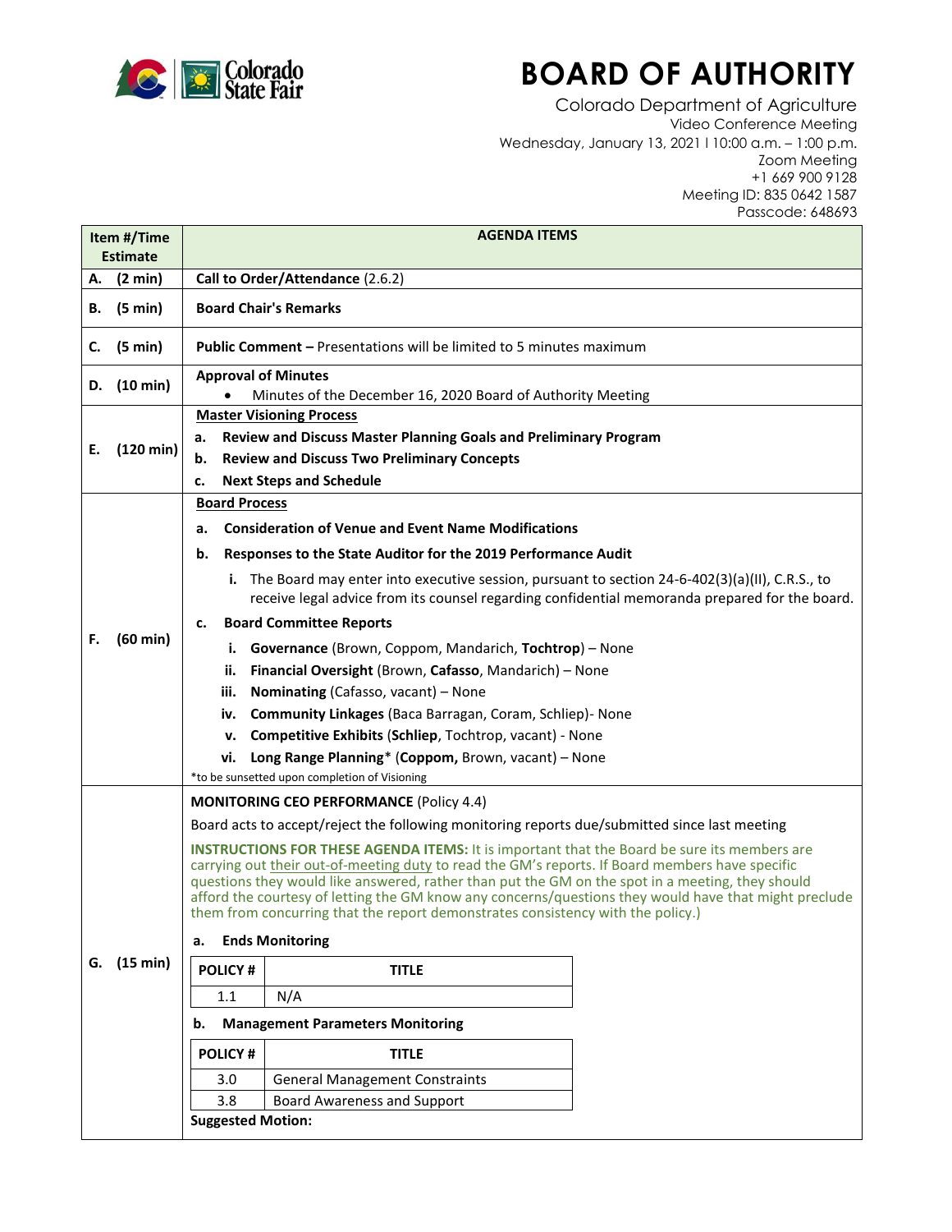# BOARD OF AUTHORITY

Colorado Department of Agriculture
Video Conference Meeting
Wednesday, January 13, 2021 l 10:00 a.m. – 1:00 p.m.
Zoom Meeting
+1 669 900 9128
Meeting ID: 835 0642 1587
Passcode: 648693

| Item #/Time Estimate | AGENDA ITEMS |
|---|---|
| A. (2 min) | **Call to Order/Attendance** (2.6.2) |
| B. (5 min) | **Board Chair's Remarks** |
| C. (5 min) | **Public Comment –** Presentations will be limited to 5 minutes maximum |
| D. (10 min) | **Approval of Minutes**<br>• Minutes of the December 16, 2020 Board of Authority Meeting |
| E. (120 min) | **Master Visioning Process**<br>a. **Review and Discuss Master Planning Goals and Preliminary Program**<br>b. **Review and Discuss Two Preliminary Concepts**<br>c. **Next Steps and Schedule** |
| F. (60 min) | **Board Process**<br>a. **Consideration of Venue and Event Name Modifications**<br>b. **Responses to the State Auditor for the 2019 Performance Audit**<br>i. The Board may enter into executive session, pursuant to section 24-6-402(3)(a)(II), C.R.S., to receive legal advice from its counsel regarding confidential memoranda prepared for the board.<br>c. **Board Committee Reports**<br>i. **Governance** (Brown, Coppom, Mandarich, **Tochtrop**) – None<br>ii. **Financial Oversight** (Brown, **Cafasso**, Mandarich) – None<br>iii. **Nominating** (Cafasso, vacant) – None<br>iv. **Community Linkages** (Baca Barragan, Coram, Schliep)- None<br>v. **Competitive Exhibits** (**Schliep**, Tochtrop, vacant) - None<br>vi. **Long Range Planning*** (**Coppom,** Brown, vacant) – None<br>*to be sunsetted upon completion of Visioning |
| G. (15 min) | **MONITORING CEO PERFORMANCE** (Policy 4.4)<br>Board acts to accept/reject the following monitoring reports due/submitted since last meeting<br>**INSTRUCTIONS FOR THESE AGENDA ITEMS:** It is important that the Board be sure its members are carrying out their out-of-meeting duty to read the GM's reports. If Board members have specific questions they would like answered, rather than put the GM on the spot in a meeting, they should afford the courtesy of letting the GM know any concerns/questions they would have that might preclude them from concurring that the report demonstrates consistency with the policy.)<br>a. **Ends Monitoring**<br>**POLICY #** – **TITLE**<br>1.1 – N/A<br>b. **Management Parameters Monitoring**<br>**POLICY #** – **TITLE**<br>3.0 – General Management Constraints<br>3.8 – Board Awareness and Support<br>**Suggested Motion:** |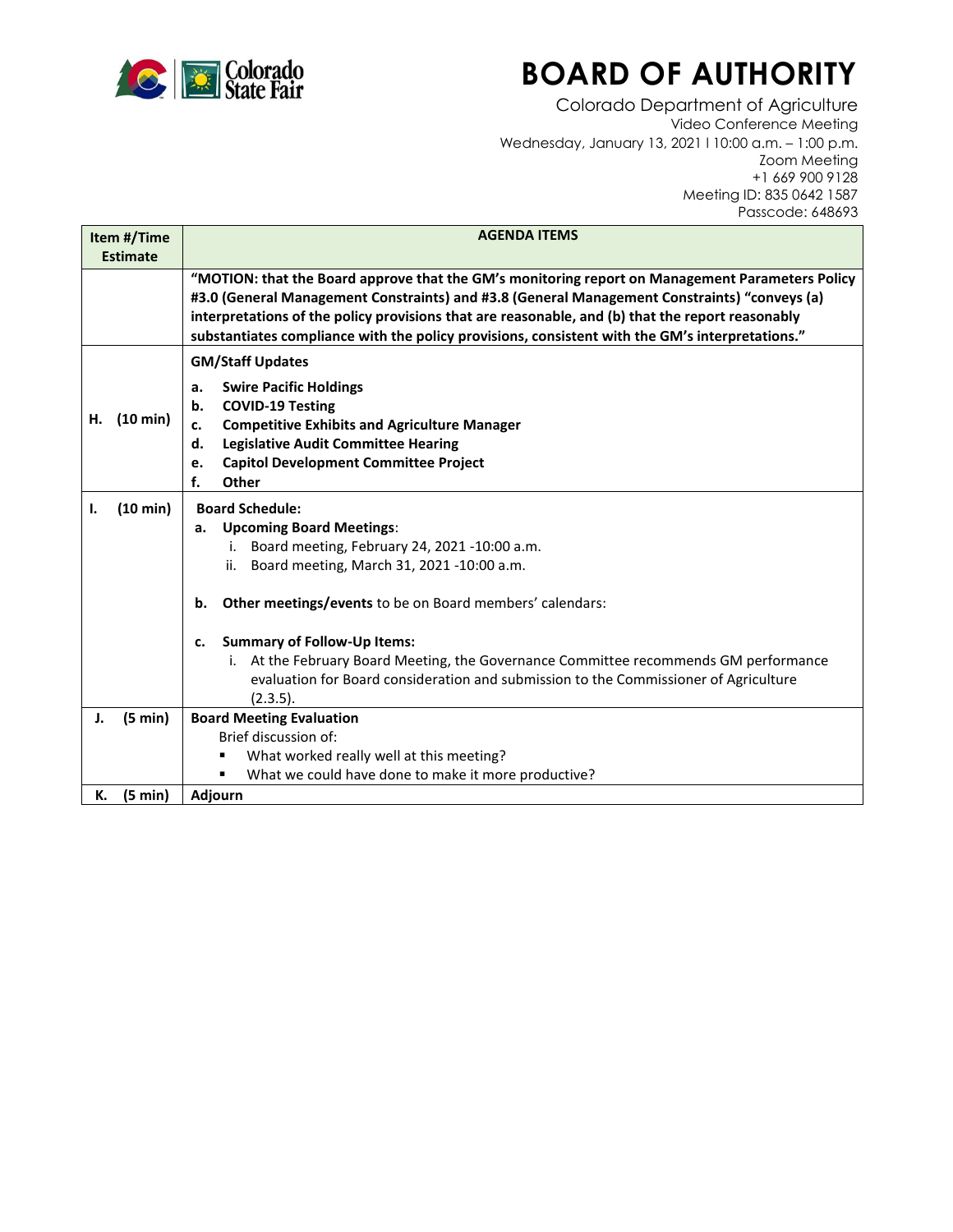# BOARD OF AUTHORITY

Colorado Department of Agriculture
Video Conference Meeting
Wednesday, January 13, 2021 l 10:00 a.m. – 1:00 p.m.
Zoom Meeting
+1 669 900 9128
Meeting ID: 835 0642 1587
Passcode: 648693

| Item #/Time Estimate | AGENDA ITEMS |
|---|---|
| | **"MOTION: that the Board approve that the GM's monitoring report on Management Parameters Policy #3.0 (General Management Constraints) and #3.8 (General Management Constraints) "conveys (a) interpretations of the policy provisions that are reasonable, and (b) that the report reasonably substantiates compliance with the policy provisions, consistent with the GM's interpretations."** |
| **H. (10 min)** | **GM/Staff Updates**<br>**a. Swire Pacific Holdings**<br>**b. COVID-19 Testing**<br>**c. Competitive Exhibits and Agriculture Manager**<br>**d. Legislative Audit Committee Hearing**<br>**e. Capitol Development Committee Project**<br>**f. Other** |
| **I. (10 min)** | **Board Schedule:**<br>**a. Upcoming Board Meetings**:<br>i. Board meeting, February 24, 2021 -10:00 a.m.<br>ii. Board meeting, March 31, 2021 -10:00 a.m.<br><br>**b. Other meetings/events** to be on Board members' calendars:<br><br>**c. Summary of Follow-Up Items:**<br>i. At the February Board Meeting, the Governance Committee recommends GM performance evaluation for Board consideration and submission to the Commissioner of Agriculture (2.3.5). |
| **J. (5 min)** | **Board Meeting Evaluation**<br>Brief discussion of:<br>▪ What worked really well at this meeting?<br>▪ What we could have done to make it more productive? |
| **K. (5 min)** | **Adjourn** |